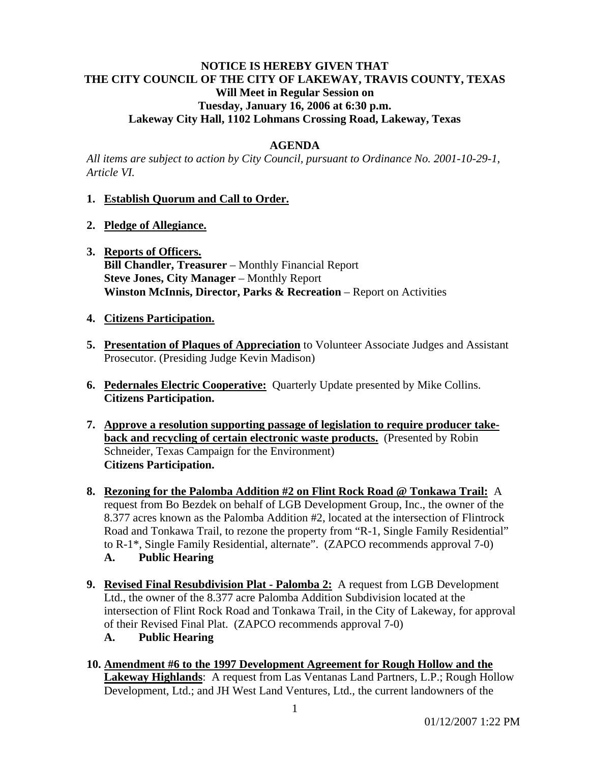**NOTICE IS HEREBY GIVEN THAT**
**THE CITY COUNCIL OF THE CITY OF LAKEWAY, TRAVIS COUNTY, TEXAS**
**Will Meet in Regular Session on**
**Tuesday, January 16, 2006 at 6:30 p.m.**
**Lakeway City Hall, 1102 Lohmans Crossing Road, Lakeway, Texas**

## AGENDA

*All items are subject to action by City Council, pursuant to Ordinance No. 2001-10-29-1, Article VI.*

1. **Establish Quorum and Call to Order.**

2. **Pledge of Allegiance.**

3. **Reports of Officers.**
   **Bill Chandler, Treasurer** – Monthly Financial Report
   **Steve Jones, City Manager** – Monthly Report
   **Winston McInnis, Director, Parks & Recreation** – Report on Activities

4. **Citizens Participation.**

5. **Presentation of Plaques of Appreciation** to Volunteer Associate Judges and Assistant Prosecutor. (Presiding Judge Kevin Madison)

6. **Pedernales Electric Cooperative:** Quarterly Update presented by Mike Collins.
   **Citizens Participation.**

7. **Approve a resolution supporting passage of legislation to require producer take-back and recycling of certain electronic waste products.** (Presented by Robin Schneider, Texas Campaign for the Environment)
   **Citizens Participation.**

8. **Rezoning for the Palomba Addition #2 on Flint Rock Road @ Tonkawa Trail:** A request from Bo Bezdek on behalf of LGB Development Group, Inc., the owner of the 8.377 acres known as the Palomba Addition #2, located at the intersection of Flintrock Road and Tonkawa Trail, to rezone the property from "R-1, Single Family Residential" to R-1*, Single Family Residential, alternate". (ZAPCO recommends approval 7-0)
   **A. Public Hearing**

9. **Revised Final Resubdivision Plat - Palomba 2:** A request from LGB Development Ltd., the owner of the 8.377 acre Palomba Addition Subdivision located at the intersection of Flint Rock Road and Tonkawa Trail, in the City of Lakeway, for approval of their Revised Final Plat. (ZAPCO recommends approval 7-0)
   **A. Public Hearing**

10. **Amendment #6 to the 1997 Development Agreement for Rough Hollow and the Lakeway Highlands**: A request from Las Ventanas Land Partners, L.P.; Rough Hollow Development, Ltd.; and JH West Land Ventures, Ltd., the current landowners of the

01/12/2007 1:22 PM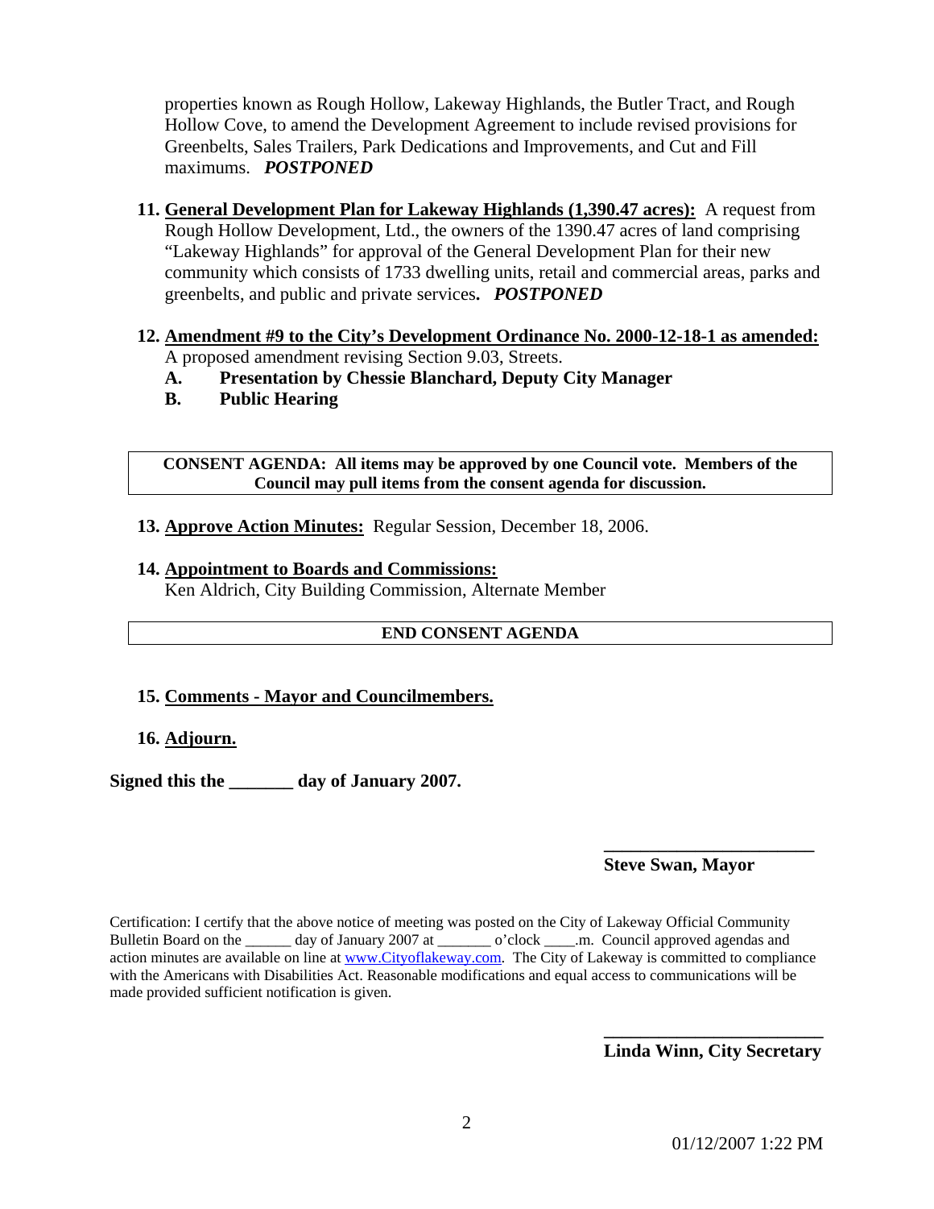properties known as Rough Hollow, Lakeway Highlands, the Butler Tract, and Rough Hollow Cove, to amend the Development Agreement to include revised provisions for Greenbelts, Sales Trailers, Park Dedications and Improvements, and Cut and Fill maximums. ***POSTPONED***

11. **General Development Plan for Lakeway Highlands (1,390.47 acres):** A request from Rough Hollow Development, Ltd., the owners of the 1390.47 acres of land comprising "Lakeway Highlands" for approval of the General Development Plan for their new community which consists of 1733 dwelling units, retail and commercial areas, parks and greenbelts, and public and private services**.** ***POSTPONED***

12. **Amendment #9 to the City's Development Ordinance No. 2000-12-18-1 as amended:** A proposed amendment revising Section 9.03, Streets.
    - **A. Presentation by Chessie Blanchard, Deputy City Manager**
    - **B. Public Hearing**

**CONSENT AGENDA: All items may be approved by one Council vote. Members of the Council may pull items from the consent agenda for discussion.**

13. **Approve Action Minutes:** Regular Session, December 18, 2006.

14. **Appointment to Boards and Commissions:**
    Ken Aldrich, City Building Commission, Alternate Member

**END CONSENT AGENDA**

15. **Comments - Mayor and Councilmembers.**

16. **Adjourn.**

**Signed this the _______ day of January 2007.**

______________________
**Steve Swan, Mayor**

Certification: I certify that the above notice of meeting was posted on the City of Lakeway Official Community Bulletin Board on the ______ day of January 2007 at _______ o'clock ____.m. Council approved agendas and action minutes are available on line at www.Cityoflakeway.com. The City of Lakeway is committed to compliance with the Americans with Disabilities Act. Reasonable modifications and equal access to communications will be made provided sufficient notification is given.

______________________
**Linda Winn, City Secretary**

01/12/2007 1:22 PM